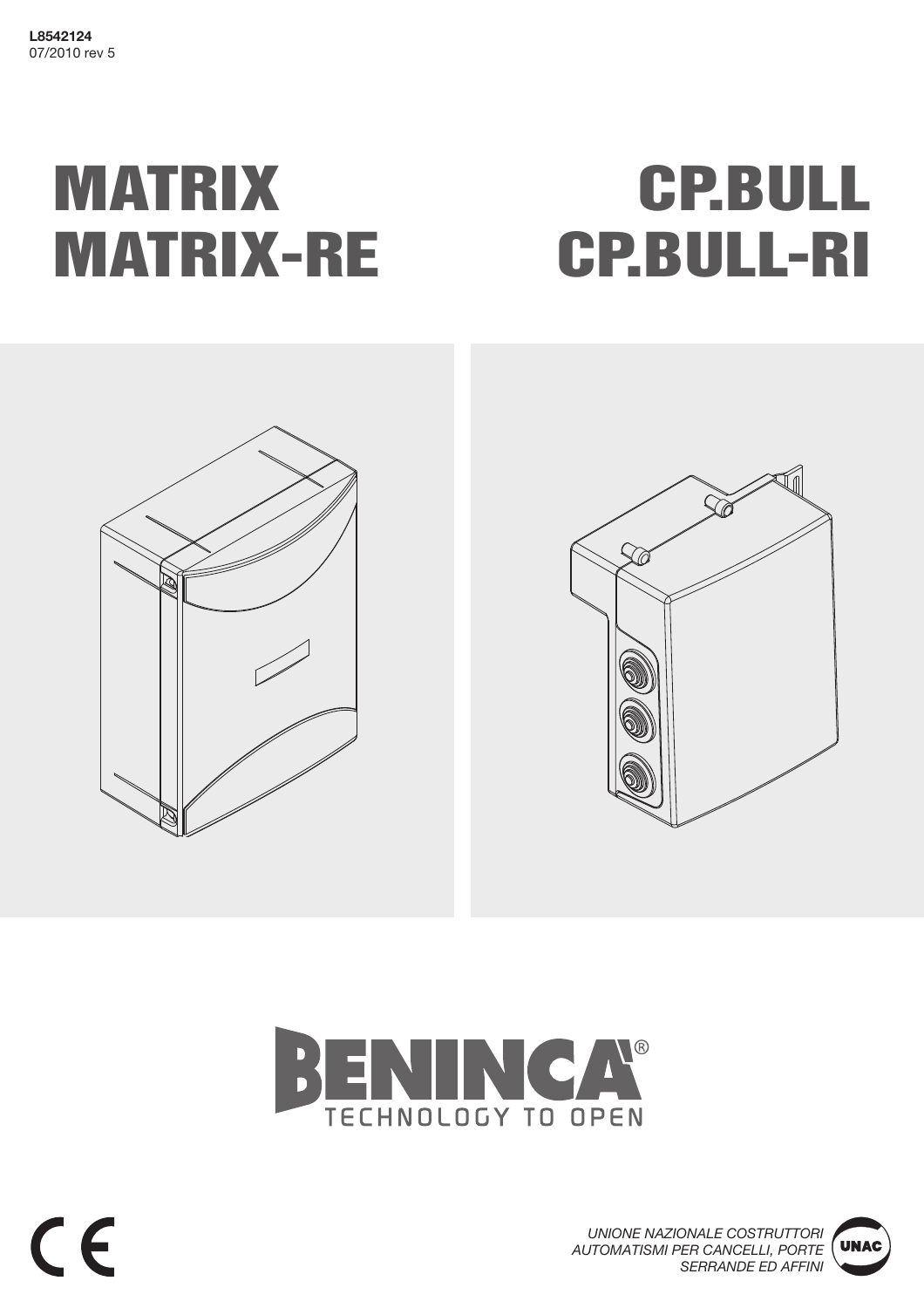**L8542124**
07/2010 rev 5

# MATRIX
# MATRIX-RE

# CP.BULL
# CP.BULL-RI

BENINCA®
TECHNOLOGY TO OPEN

CE

*UNIONE NAZIONALE COSTRUTTORI AUTOMATISMI PER CANCELLI, PORTE SERRANDE ED AFFINI*

UNAC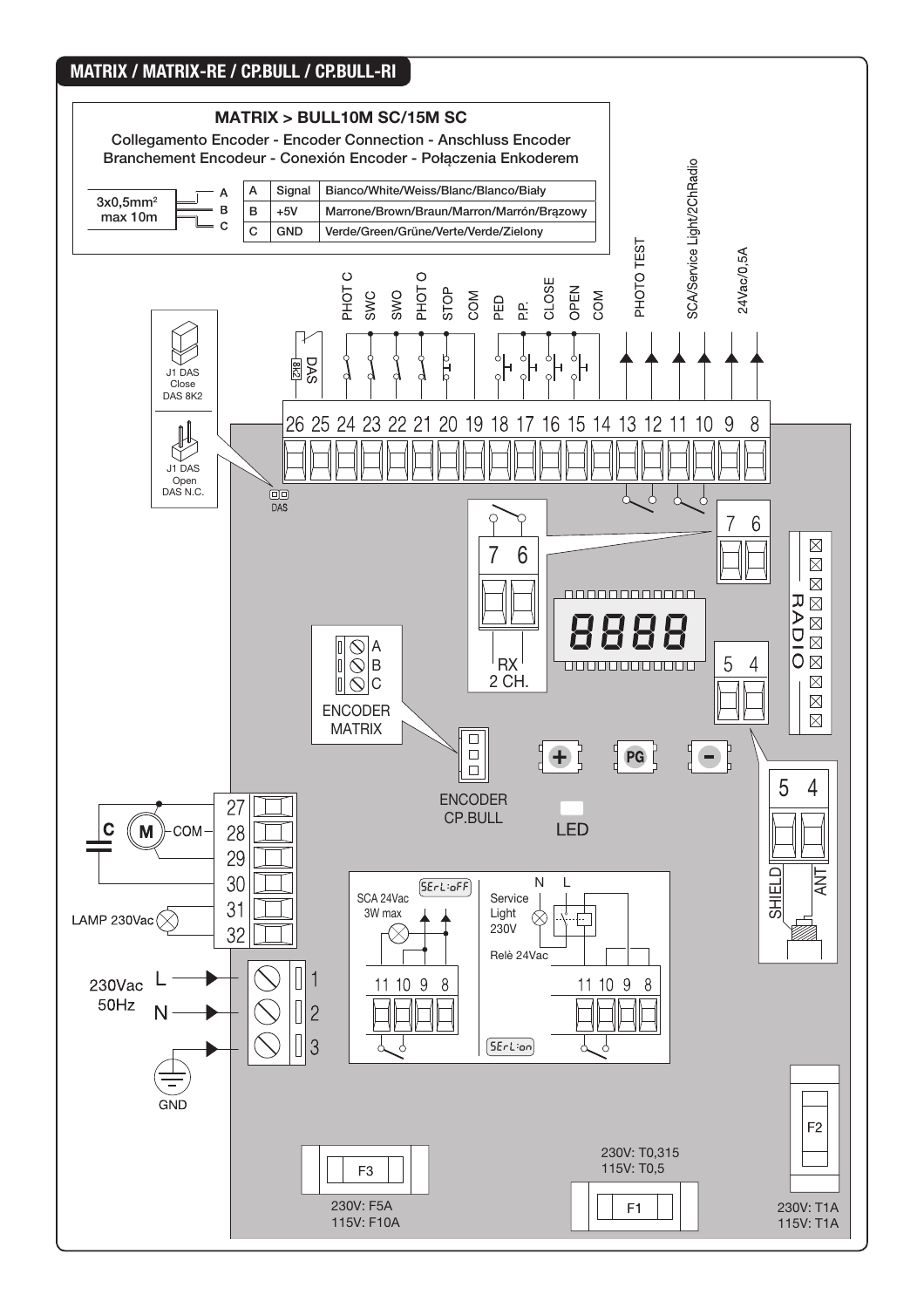## MATRIX / MATRIX-RE / CP.BULL / CP.BULL-RI

### MATRIX > BULL10M SC/15M SC

Collegamento Encoder - Encoder Connection - Anschluss Encoder
Branchement Encodeur - Conexión Encoder - Połączenia Enkoderem

3x0,5mm² max 10m

| | | |
|---|---|---|
| A | Signal | Bianco/White/Weiss/Blanc/Blanco/Biały |
| B | +5V | Marrone/Brown/Braun/Marron/Marrón/Brązowy |
| C | GND | Verde/Green/Grüne/Verte/Verde/Zielony |

J1 DAS Close DAS 8K2

J1 DAS Open DAS N.C.

DAS 8K2

PHOT C, SWC, SWO, PHOT O, STOP, COM, PED, P.P., CLOSE, OPEN, COM, PHOTO TEST, SCA/Service Light/2ChRadio, 24Vac/0,5A

26 25 24 23 22 21 20 19 18 17 16 15 14 13 12 11 10 9 8

7 6

RX 2 CH.

RADIO

5 4

SHIELD ANT

ENCODER MATRIX (A, B, C)

ENCODER CP.BULL

LED

\+ PG −

C M COM

27 28 29 30 31 32

LAMP 230Vac

230Vac 50Hz L N GND

1 2 3

SCA 24Vac 3W max — SErL:oFF

Service Light 230V — Relè 24Vac — SErL:on

N L

11 10 9 8

F3 — 230V: F5A, 115V: F10A

F1 — 230V: T0,315, 115V: T0,5

F2 — 230V: T1A, 115V: T1A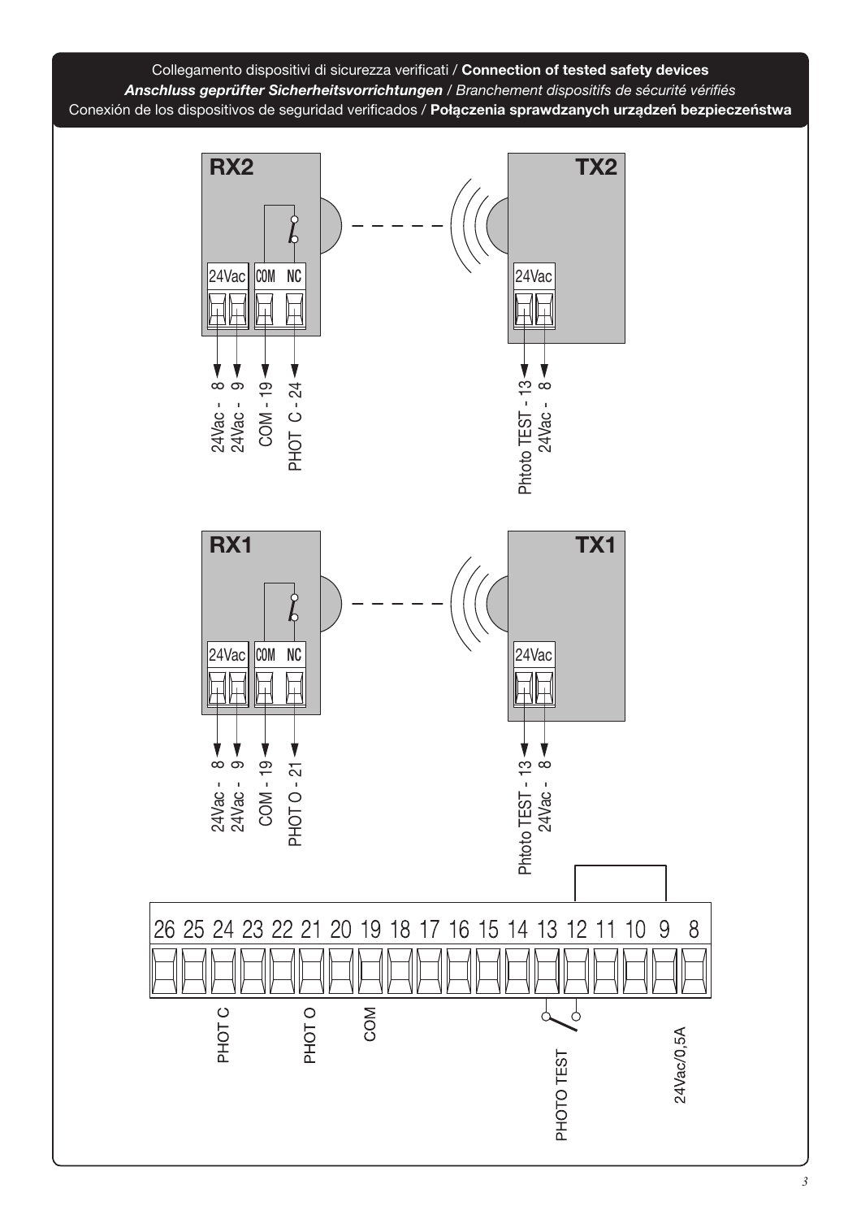Collegamento dispositivi di sicurezza verificati / **Connection of tested safety devices**
***Anschluss geprüfter Sicherheitsvorrichtungen*** / *Branchement dispositifs de sécurité vérifiés*
Conexión de los dispositivos de seguridad verificados / **Połączenia sprawdzanych urządzeń bezpieczeństwa**

**RX2**

24Vac | COM | NC

24Vac - 8
24Vac - 9
COM - 19
PHOT C - 24

**TX2**

24Vac

Phtoto TEST - 13
24Vac - 8

**RX1**

24Vac | COM | NC

24Vac - 8
24Vac - 9
COM - 19
PHOT O - 21

**TX1**

24Vac

Phtoto TEST - 13
24Vac - 8

26 25 24 23 22 21 20 19 18 17 16 15 14 13 12 11 10 9 8

PHOT C
PHOT O
COM
PHOTO TEST
24Vac/0,5A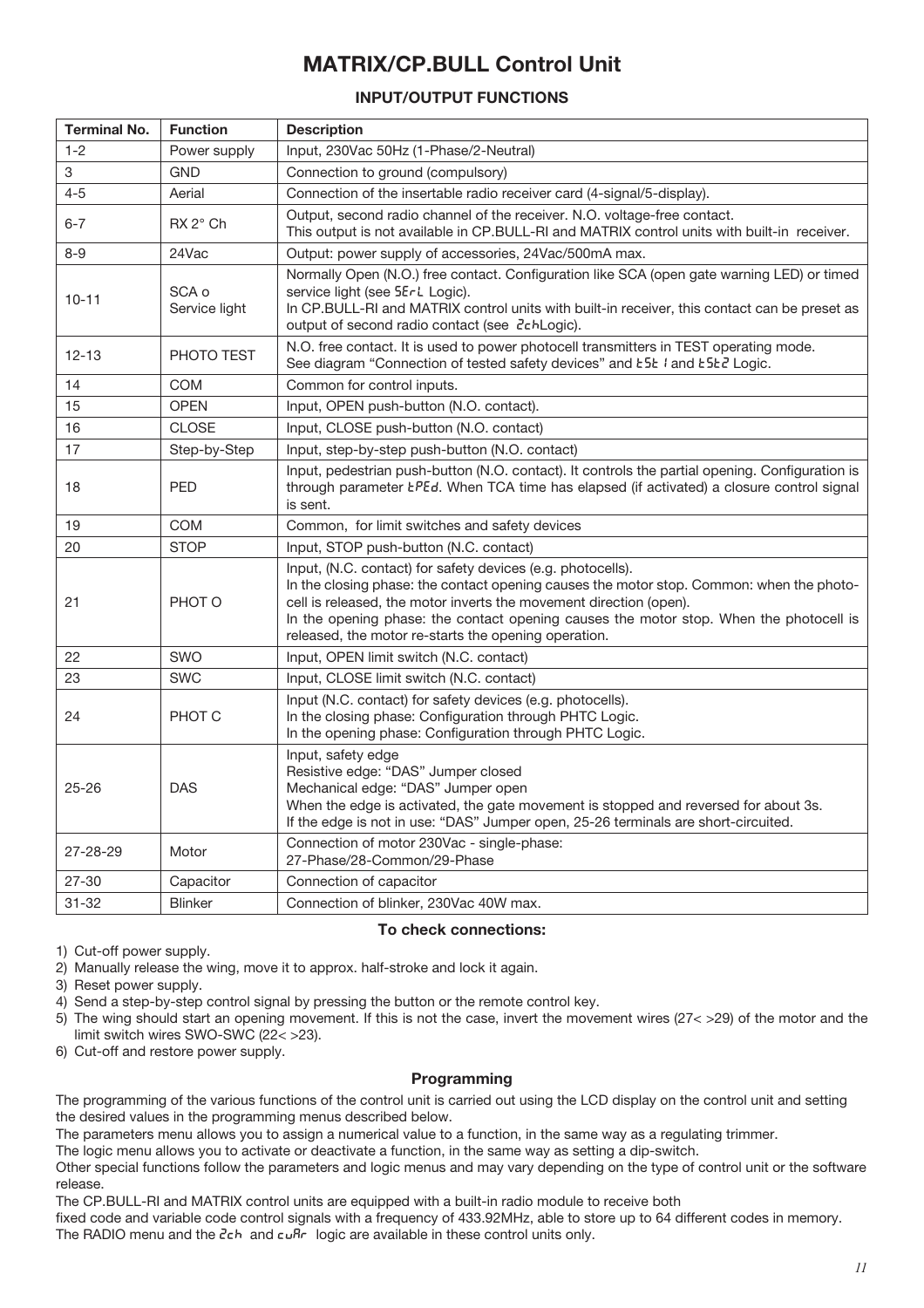# MATRIX/CP.BULL Control Unit

## INPUT/OUTPUT FUNCTIONS

| Terminal No. | Function | Description |
|---|---|---|
| 1-2 | Power supply | Input, 230Vac 50Hz (1-Phase/2-Neutral) |
| 3 | GND | Connection to ground (compulsory) |
| 4-5 | Aerial | Connection of the insertable radio receiver card (4-signal/5-display). |
| 6-7 | RX 2° Ch | Output, second radio channel of the receiver. N.O. voltage-free contact. This output is not available in CP.BULL-RI and MATRIX control units with built-in receiver. |
| 8-9 | 24Vac | Output: power supply of accessories, 24Vac/500mA max. |
| 10-11 | SCA o Service light | Normally Open (N.O.) free contact. Configuration like SCA (open gate warning LED) or timed service light (see SErL Logic). In CP.BULL-RI and MATRIX control units with built-in receiver, this contact can be preset as output of second radio contact (see 2chLogic). |
| 12-13 | PHOTO TEST | N.O. free contact. It is used to power photocell transmitters in TEST operating mode. See diagram "Connection of tested safety devices" and tSt1 and tSt2 Logic. |
| 14 | COM | Common for control inputs. |
| 15 | OPEN | Input, OPEN push-button (N.O. contact). |
| 16 | CLOSE | Input, CLOSE push-button (N.O. contact) |
| 17 | Step-by-Step | Input, step-by-step push-button (N.O. contact) |
| 18 | PED | Input, pedestrian push-button (N.O. contact). It controls the partial opening. Configuration is through parameter tPEd. When TCA time has elapsed (if activated) a closure control signal is sent. |
| 19 | COM | Common, for limit switches and safety devices |
| 20 | STOP | Input, STOP push-button (N.C. contact) |
| 21 | PHOT O | Input, (N.C. contact) for safety devices (e.g. photocells). In the closing phase: the contact opening causes the motor stop. Common: when the photocell is released, the motor inverts the movement direction (open). In the opening phase: the contact opening causes the motor stop. When the photocell is released, the motor re-starts the opening operation. |
| 22 | SWO | Input, OPEN limit switch (N.C. contact) |
| 23 | SWC | Input, CLOSE limit switch (N.C. contact) |
| 24 | PHOT C | Input (N.C. contact) for safety devices (e.g. photocells). In the closing phase: Configuration through PHTC Logic. In the opening phase: Configuration through PHTC Logic. |
| 25-26 | DAS | Input, safety edge Resistive edge: "DAS" Jumper closed Mechanical edge: "DAS" Jumper open When the edge is activated, the gate movement is stopped and reversed for about 3s. If the edge is not in use: "DAS" Jumper open, 25-26 terminals are short-circuited. |
| 27-28-29 | Motor | Connection of motor 230Vac - single-phase: 27-Phase/28-Common/29-Phase |
| 27-30 | Capacitor | Connection of capacitor |
| 31-32 | Blinker | Connection of blinker, 230Vac 40W max. |

### To check connections:

1) Cut-off power supply.
2) Manually release the wing, move it to approx. half-stroke and lock it again.
3) Reset power supply.
4) Send a step-by-step control signal by pressing the button or the remote control key.
5) The wing should start an opening movement. If this is not the case, invert the movement wires (27< >29) of the motor and the limit switch wires SWO-SWC (22< >23).
6) Cut-off and restore power supply.

### Programming

The programming of the various functions of the control unit is carried out using the LCD display on the control unit and setting the desired values in the programming menus described below.

The parameters menu allows you to assign a numerical value to a function, in the same way as a regulating trimmer.

The logic menu allows you to activate or deactivate a function, in the same way as setting a dip-switch.

Other special functions follow the parameters and logic menus and may vary depending on the type of control unit or the software release.

The CP.BULL-RI and MATRIX control units are equipped with a built-in radio module to receive both fixed code and variable code control signals with a frequency of 433.92MHz, able to store up to 64 different codes in memory. The RADIO menu and the 2ch and cuAr logic are available in these control units only.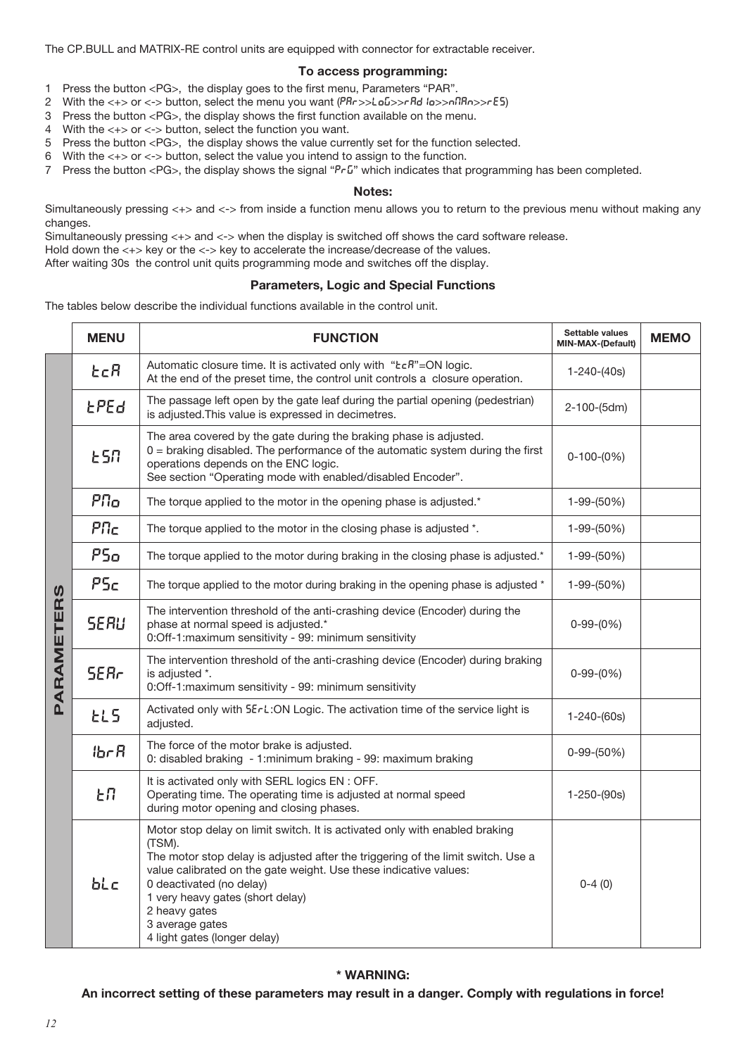The CP.BULL and MATRIX-RE control units are equipped with connector for extractable receiver.

**To access programming:**

1 Press the button <PG>, the display goes to the first menu, Parameters "PAR".
2 With the <+> or <-> button, select the menu you want (PAr>>LoG>>rAd Io>>nMAn>>rES)
3 Press the button <PG>, the display shows the first function available on the menu.
4 With the <+> or <-> button, select the function you want.
5 Press the button <PG>, the display shows the value currently set for the function selected.
6 With the <+> or <-> button, select the value you intend to assign to the function.
7 Press the button <PG>, the display shows the signal "PrG" which indicates that programming has been completed.

**Notes:**

Simultaneously pressing <+> and <-> from inside a function menu allows you to return to the previous menu without making any changes.
Simultaneously pressing <+> and <-> when the display is switched off shows the card software release.
Hold down the <+> key or the <-> key to accelerate the increase/decrease of the values.
After waiting 30s the control unit quits programming mode and switches off the display.

**Parameters, Logic and Special Functions**

The tables below describe the individual functions available in the control unit.

| | MENU | FUNCTION | Settable values MIN-MAX-(Default) | MEMO |
|---|---|---|---|---|
| PARAMETERS | tcA | Automatic closure time. It is activated only with "tcA"=ON logic. At the end of the preset time, the control unit controls a closure operation. | 1-240-(40s) | |
| | tPEd | The passage left open by the gate leaf during the partial opening (pedestrian) is adjusted.This value is expressed in decimetres. | 2-100-(5dm) | |
| | tSM | The area covered by the gate during the braking phase is adjusted. 0 = braking disabled. The performance of the automatic system during the first operations depends on the ENC logic. See section "Operating mode with enabled/disabled Encoder". | 0-100-(0%) | |
| | PMo | The torque applied to the motor in the opening phase is adjusted.* | 1-99-(50%) | |
| | PMc | The torque applied to the motor in the closing phase is adjusted *. | 1-99-(50%) | |
| | PSo | The torque applied to the motor during braking in the closing phase is adjusted.* | 1-99-(50%) | |
| | PSc | The torque applied to the motor during braking in the opening phase is adjusted * | 1-99-(50%) | |
| | SEAU | The intervention threshold of the anti-crashing device (Encoder) during the phase at normal speed is adjusted.* 0:Off-1:maximum sensitivity - 99: minimum sensitivity | 0-99-(0%) | |
| | SEAr | The intervention threshold of the anti-crashing device (Encoder) during braking is adjusted *. 0:Off-1:maximum sensitivity - 99: minimum sensitivity | 0-99-(0%) | |
| | tLS | Activated only with SErL:ON Logic. The activation time of the service light is adjusted. | 1-240-(60s) | |
| | IbrA | The force of the motor brake is adjusted. 0: disabled braking - 1:minimum braking - 99: maximum braking | 0-99-(50%) | |
| | tM | It is activated only with SERL logics EN : OFF. Operating time. The operating time is adjusted at normal speed during motor opening and closing phases. | 1-250-(90s) | |
| | bLc | Motor stop delay on limit switch. It is activated only with enabled braking (TSM). The motor stop delay is adjusted after the triggering of the limit switch. Use a value calibrated on the gate weight. Use these indicative values: 0 deactivated (no delay) 1 very heavy gates (short delay) 2 heavy gates 3 average gates 4 light gates (longer delay) | 0-4 (0) | |

**\* WARNING:**

**An incorrect setting of these parameters may result in a danger. Comply with regulations in force!**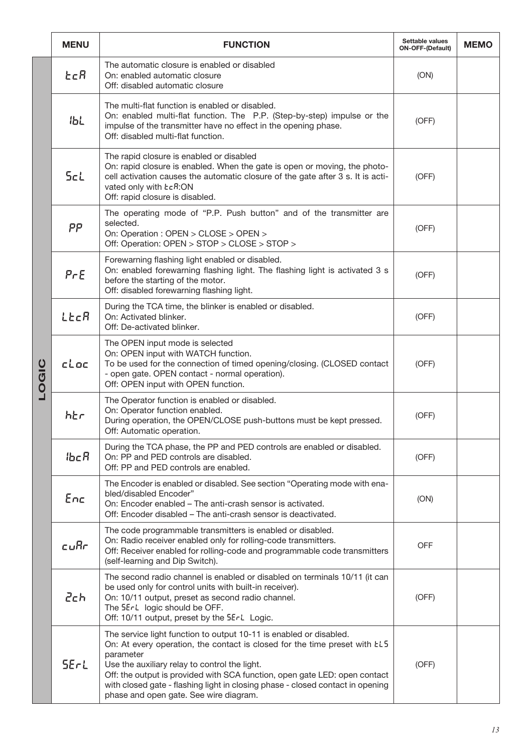|  | MENU | FUNCTION | Settable values ON-OFF-(Default) | MEMO |
|---|---|---|---|---|
| LOGIC | tcA | The automatic closure is enabled or disabled<br>On: enabled automatic closure<br>Off: disabled automatic closure | (ON) |  |
|  | IbL | The multi-flat function is enabled or disabled.<br>On: enabled multi-flat function. The P.P. (Step-by-step) impulse or the impulse of the transmitter have no effect in the opening phase.<br>Off: disabled multi-flat function. | (OFF) |  |
|  | ScL | The rapid closure is enabled or disabled<br>On: rapid closure is enabled. When the gate is open or moving, the photocell activation causes the automatic closure of the gate after 3 s. It is activated only with tcA:ON<br>Off: rapid closure is disabled. | (OFF) |  |
|  | PP | The operating mode of "P.P. Push button" and of the transmitter are selected.<br>On: Operation : OPEN > CLOSE > OPEN ><br>Off: Operation: OPEN > STOP > CLOSE > STOP > | (OFF) |  |
|  | PrE | Forewarning flashing light enabled or disabled.<br>On: enabled forewarning flashing light. The flashing light is activated 3 s before the starting of the motor.<br>Off: disabled forewarning flashing light. | (OFF) |  |
|  | LtcA | During the TCA time, the blinker is enabled or disabled.<br>On: Activated blinker.<br>Off: De-activated blinker. | (OFF) |  |
|  | cLoc | The OPEN input mode is selected<br>On: OPEN input with WATCH function.<br>To be used for the connection of timed opening/closing. (CLOSED contact - open gate. OPEN contact - normal operation).<br>Off: OPEN input with OPEN function. | (OFF) |  |
|  | htr | The Operator function is enabled or disabled.<br>On: Operator function enabled.<br>During operation, the OPEN/CLOSE push-buttons must be kept pressed.<br>Off: Automatic operation. | (OFF) |  |
|  | IbcA | During the TCA phase, the PP and PED controls are enabled or disabled.<br>On: PP and PED controls are disabled.<br>Off: PP and PED controls are enabled. | (OFF) |  |
|  | Enc | The Encoder is enabled or disabled. See section "Operating mode with enabled/disabled Encoder"<br>On: Encoder enabled – The anti-crash sensor is activated.<br>Off: Encoder disabled – The anti-crash sensor is deactivated. | (ON) |  |
|  | cuAr | The code programmable transmitters is enabled or disabled.<br>On: Radio receiver enabled only for rolling-code transmitters.<br>Off: Receiver enabled for rolling-code and programmable code transmitters (self-learning and Dip Switch). | OFF |  |
|  | 2ch | The second radio channel is enabled or disabled on terminals 10/11 (it can be used only for control units with built-in receiver).<br>On: 10/11 output, preset as second radio channel.<br>The SErL logic should be OFF.<br>Off: 10/11 output, preset by the SErL Logic. | (OFF) |  |
|  | SErL | The service light function to output 10-11 is enabled or disabled.<br>On: At every operation, the contact is closed for the time preset with tLS parameter<br>Use the auxiliary relay to control the light.<br>Off: the output is provided with SCA function, open gate LED: open contact with closed gate - flashing light in closing phase - closed contact in opening phase and open gate. See wire diagram. | (OFF) |  |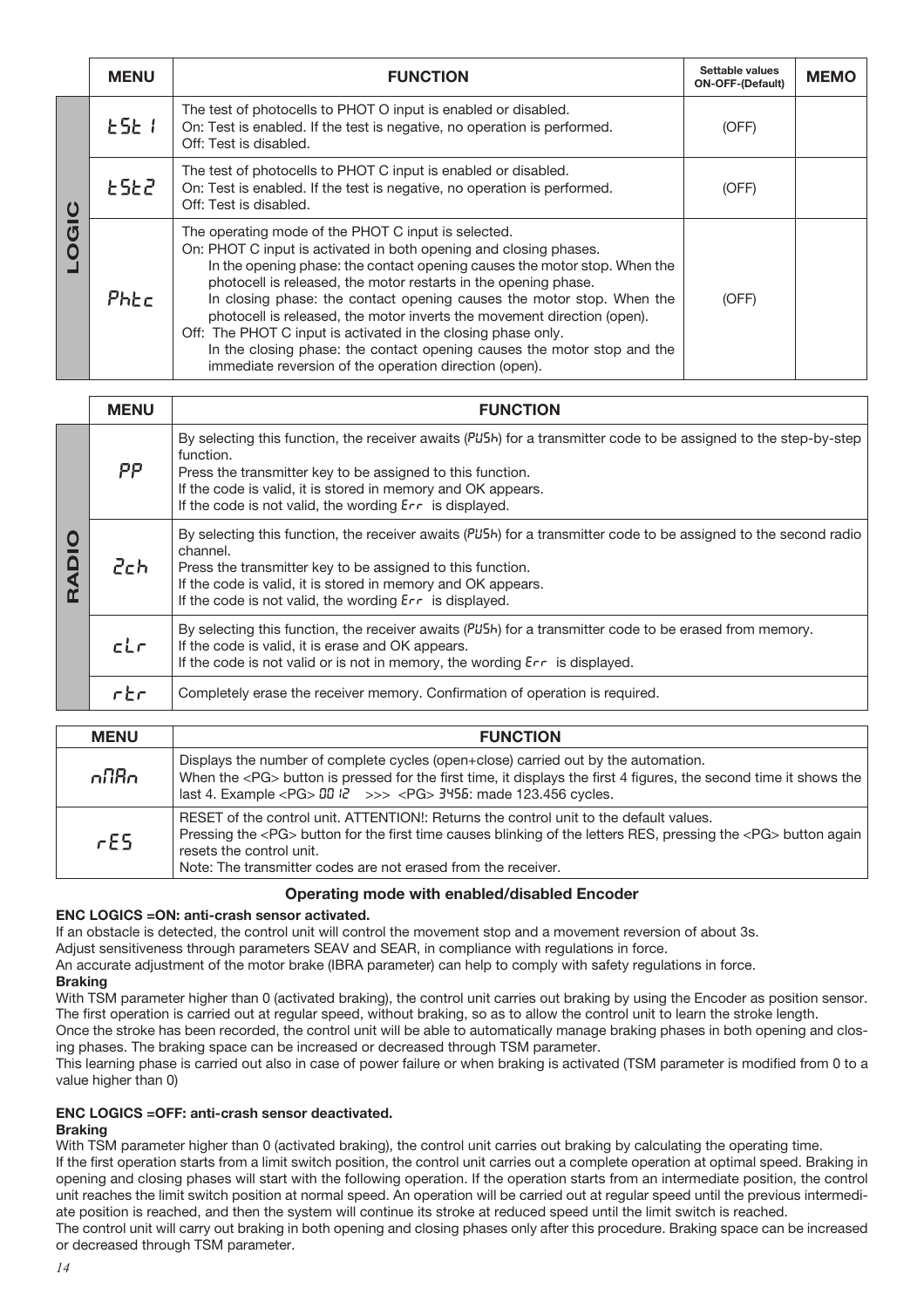| | MENU | FUNCTION | Settable values ON-OFF-(Default) | MEMO |
|---|---|---|---|---|
| LOGIC | tSt 1 | The test of photocells to PHOT O input is enabled or disabled.<br>On: Test is enabled. If the test is negative, no operation is performed.<br>Off: Test is disabled. | (OFF) | |
| | tSt2 | The test of photocells to PHOT C input is enabled or disabled.<br>On: Test is enabled. If the test is negative, no operation is performed.<br>Off: Test is disabled. | (OFF) | |
| | Phtc | The operating mode of the PHOT C input is selected.<br>On: PHOT C input is activated in both opening and closing phases.<br>In the opening phase: the contact opening causes the motor stop. When the photocell is released, the motor restarts in the opening phase.<br>In closing phase: the contact opening causes the motor stop. When the photocell is released, the motor inverts the movement direction (open).<br>Off: The PHOT C input is activated in the closing phase only.<br>In the closing phase: the contact opening causes the motor stop and the immediate reversion of the operation direction (open). | (OFF) | |

| | MENU | FUNCTION |
|---|---|---|
| RADIO | PP | By selecting this function, the receiver awaits (PUSh) for a transmitter code to be assigned to the step-by-step function.<br>Press the transmitter key to be assigned to this function.<br>If the code is valid, it is stored in memory and OK appears.<br>If the code is not valid, the wording Err is displayed. |
| | 2ch | By selecting this function, the receiver awaits (PUSh) for a transmitter code to be assigned to the second radio channel.<br>Press the transmitter key to be assigned to this function.<br>If the code is valid, it is stored in memory and OK appears.<br>If the code is not valid, the wording Err is displayed. |
| | cLr | By selecting this function, the receiver awaits (PUSh) for a transmitter code to be erased from memory.<br>If the code is valid, it is erase and OK appears.<br>If the code is not valid or is not in memory, the wording Err is displayed. |
| | rtr | Completely erase the receiver memory. Confirmation of operation is required. |

| MENU | FUNCTION |
|---|---|
| nMAn | Displays the number of complete cycles (open+close) carried out by the automation.<br>When the <PG> button is pressed for the first time, it displays the first 4 figures, the second time it shows the last 4. Example <PG> 0012 >>> <PG> 3456: made 123.456 cycles. |
| rES | RESET of the control unit. ATTENTION!: Returns the control unit to the default values.<br>Pressing the <PG> button for the first time causes blinking of the letters RES, pressing the <PG> button again resets the control unit.<br>Note: The transmitter codes are not erased from the receiver. |

### Operating mode with enabled/disabled Encoder

**ENC LOGICS =ON: anti-crash sensor activated.**

If an obstacle is detected, the control unit will control the movement stop and a movement reversion of about 3s.

Adjust sensitiveness through parameters SEAV and SEAR, in compliance with regulations in force.

An accurate adjustment of the motor brake (IBRA parameter) can help to comply with safety regulations in force.

**Braking**

With TSM parameter higher than 0 (activated braking), the control unit carries out braking by using the Encoder as position sensor. The first operation is carried out at regular speed, without braking, so as to allow the control unit to learn the stroke length.

Once the stroke has been recorded, the control unit will be able to automatically manage braking phases in both opening and closing phases. The braking space can be increased or decreased through TSM parameter.

This learning phase is carried out also in case of power failure or when braking is activated (TSM parameter is modified from 0 to a value higher than 0)

**ENC LOGICS =OFF: anti-crash sensor deactivated.**

**Braking**

With TSM parameter higher than 0 (activated braking), the control unit carries out braking by calculating the operating time.

If the first operation starts from a limit switch position, the control unit carries out a complete operation at optimal speed. Braking in opening and closing phases will start with the following operation. If the operation starts from an intermediate position, the control unit reaches the limit switch position at normal speed. An operation will be carried out at regular speed until the previous intermediate position is reached, and then the system will continue its stroke at reduced speed until the limit switch is reached.

The control unit will carry out braking in both opening and closing phases only after this procedure. Braking space can be increased or decreased through TSM parameter.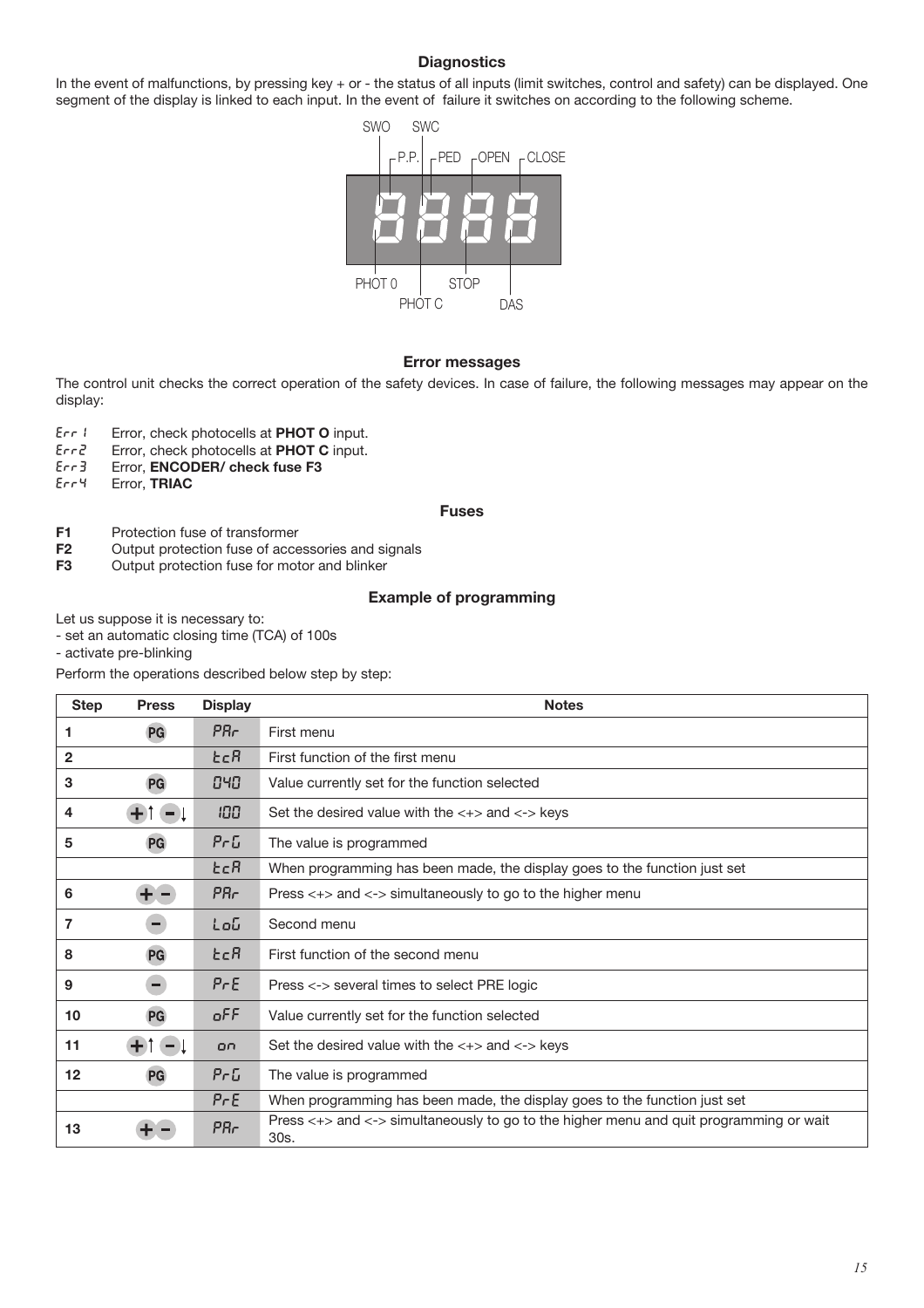### Diagnostics

In the event of malfunctions, by pressing key + or - the status of all inputs (limit switches, control and safety) can be displayed. One segment of the display is linked to each input. In the event of failure it switches on according to the following scheme.

SWO
SWC
P.P.
PED
OPEN
CLOSE
PHOT 0
PHOT C
STOP
DAS

### Error messages

The control unit checks the correct operation of the safety devices. In case of failure, the following messages may appear on the display:

- Err 1 Error, check photocells at **PHOT O** input.
- Err2 Error, check photocells at **PHOT C** input.
- Err3 Error, **ENCODER/ check fuse F3**
- Err4 Error, **TRIAC**

### Fuses

- **F1** Protection fuse of transformer
- **F2** Output protection fuse of accessories and signals
- **F3** Output protection fuse for motor and blinker

### Example of programming

Let us suppose it is necessary to:
- set an automatic closing time (TCA) of 100s
- activate pre-blinking

Perform the operations described below step by step:

| Step | Press | Display | Notes |
|---|---|---|---|
| 1 | PG | PAr | First menu |
| 2 | | tcA | First function of the first menu |
| 3 | PG | 040 | Value currently set for the function selected |
| 4 | + ↑ - ↓ | 100 | Set the desired value with the <+> and <-> keys |
| 5 | PG | PrG | The value is programmed |
| | | tcA | When programming has been made, the display goes to the function just set |
| 6 | + - | PAr | Press <+> and <-> simultaneously to go to the higher menu |
| 7 | - | LoG | Second menu |
| 8 | PG | tcA | First function of the second menu |
| 9 | - | PrE | Press <-> several times to select PRE logic |
| 10 | PG | oFF | Value currently set for the function selected |
| 11 | + ↑ - ↓ | on | Set the desired value with the <+> and <-> keys |
| 12 | PG | PrG | The value is programmed |
| | | PrE | When programming has been made, the display goes to the function just set |
| 13 | + - | PAr | Press <+> and <-> simultaneously to go to the higher menu and quit programming or wait 30s. |